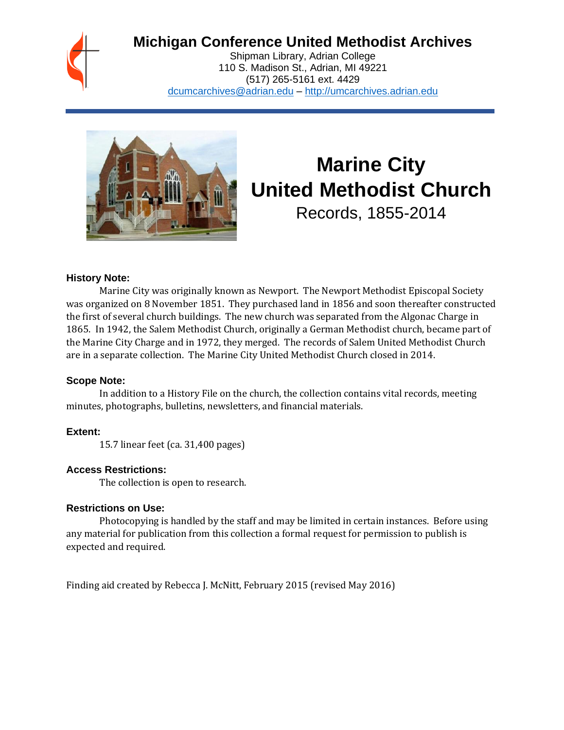# Michigan Conference United Methodist Archives

Shipman Library, Adrian College
110 S. Madison St., Adrian, MI 49221
(517) 265-5161 ext. 4429
dcumcarchives@adrian.edu – http://umcarchives.adrian.edu

# Marine City United Methodist Church

Records, 1855-2014

### History Note:

Marine City was originally known as Newport. The Newport Methodist Episcopal Society was organized on 8 November 1851. They purchased land in 1856 and soon thereafter constructed the first of several church buildings. The new church was separated from the Algonac Charge in 1865. In 1942, the Salem Methodist Church, originally a German Methodist church, became part of the Marine City Charge and in 1972, they merged. The records of Salem United Methodist Church are in a separate collection. The Marine City United Methodist Church closed in 2014.

### Scope Note:

In addition to a History File on the church, the collection contains vital records, meeting minutes, photographs, bulletins, newsletters, and financial materials.

### Extent:

15.7 linear feet (ca. 31,400 pages)

### Access Restrictions:

The collection is open to research.

### Restrictions on Use:

Photocopying is handled by the staff and may be limited in certain instances. Before using any material for publication from this collection a formal request for permission to publish is expected and required.

Finding aid created by Rebecca J. McNitt, February 2015 (revised May 2016)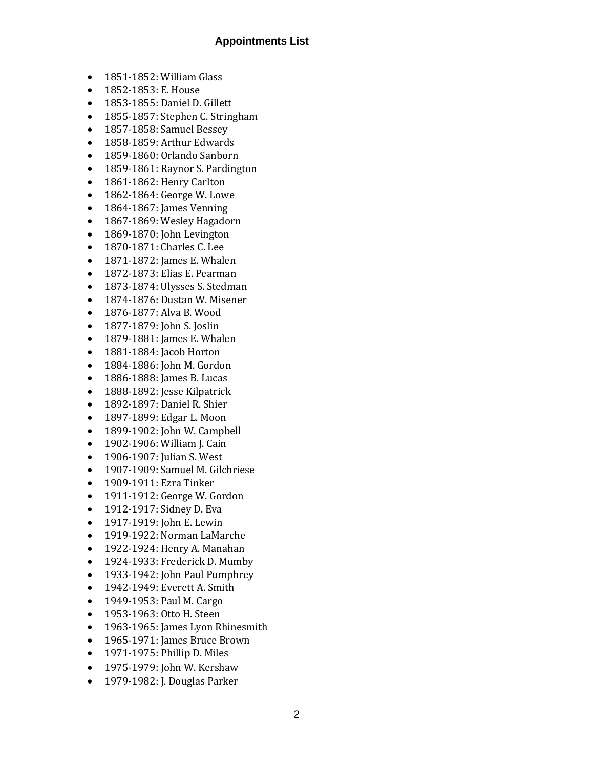# Appointments List

- 1851-1852: William Glass
- 1852-1853: E. House
- 1853-1855: Daniel D. Gillett
- 1855-1857: Stephen C. Stringham
- 1857-1858: Samuel Bessey
- 1858-1859: Arthur Edwards
- 1859-1860: Orlando Sanborn
- 1859-1861: Raynor S. Pardington
- 1861-1862: Henry Carlton
- 1862-1864: George W. Lowe
- 1864-1867: James Venning
- 1867-1869: Wesley Hagadorn
- 1869-1870: John Levington
- 1870-1871: Charles C. Lee
- 1871-1872: James E. Whalen
- 1872-1873: Elias E. Pearman
- 1873-1874: Ulysses S. Stedman
- 1874-1876: Dustan W. Misener
- 1876-1877: Alva B. Wood
- 1877-1879: John S. Joslin
- 1879-1881: James E. Whalen
- 1881-1884: Jacob Horton
- 1884-1886: John M. Gordon
- 1886-1888: James B. Lucas
- 1888-1892: Jesse Kilpatrick
- 1892-1897: Daniel R. Shier
- 1897-1899: Edgar L. Moon
- 1899-1902: John W. Campbell
- 1902-1906: William J. Cain
- 1906-1907: Julian S. West
- 1907-1909: Samuel M. Gilchriese
- 1909-1911: Ezra Tinker
- 1911-1912: George W. Gordon
- 1912-1917: Sidney D. Eva
- 1917-1919: John E. Lewin
- 1919-1922: Norman LaMarche
- 1922-1924: Henry A. Manahan
- 1924-1933: Frederick D. Mumby
- 1933-1942: John Paul Pumphrey
- 1942-1949: Everett A. Smith
- 1949-1953: Paul M. Cargo
- 1953-1963: Otto H. Steen
- 1963-1965: James Lyon Rhinesmith
- 1965-1971: James Bruce Brown
- 1971-1975: Phillip D. Miles
- 1975-1979: John W. Kershaw
- 1979-1982: J. Douglas Parker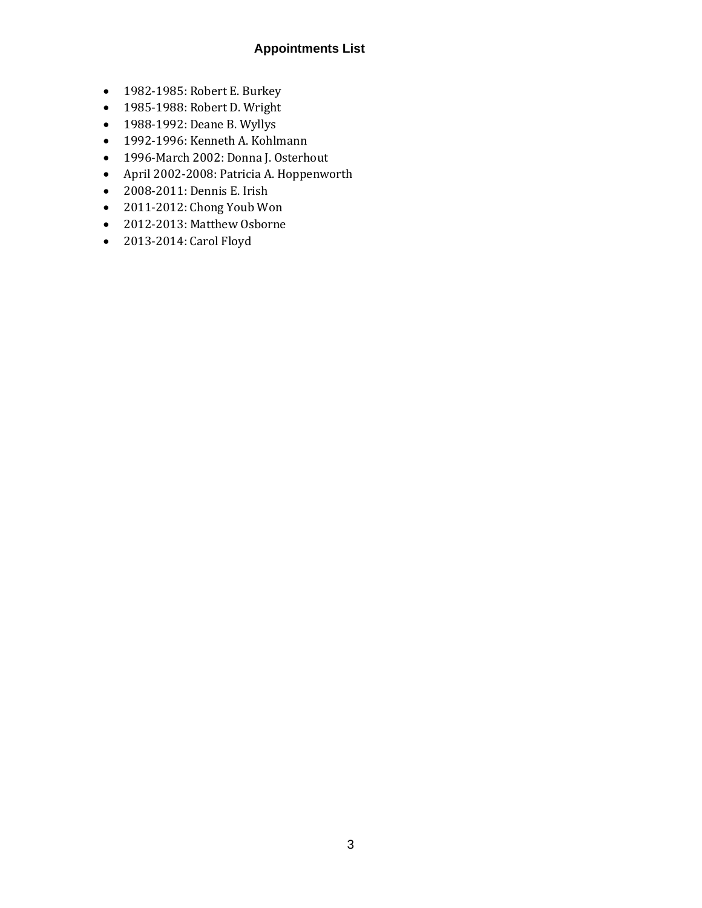# Appointments List

- 1982-1985: Robert E. Burkey
- 1985-1988: Robert D. Wright
- 1988-1992: Deane B. Wyllys
- 1992-1996: Kenneth A. Kohlmann
- 1996-March 2002: Donna J. Osterhout
- April 2002-2008: Patricia A. Hoppenworth
- 2008-2011: Dennis E. Irish
- 2011-2012: Chong Youb Won
- 2012-2013: Matthew Osborne
- 2013-2014: Carol Floyd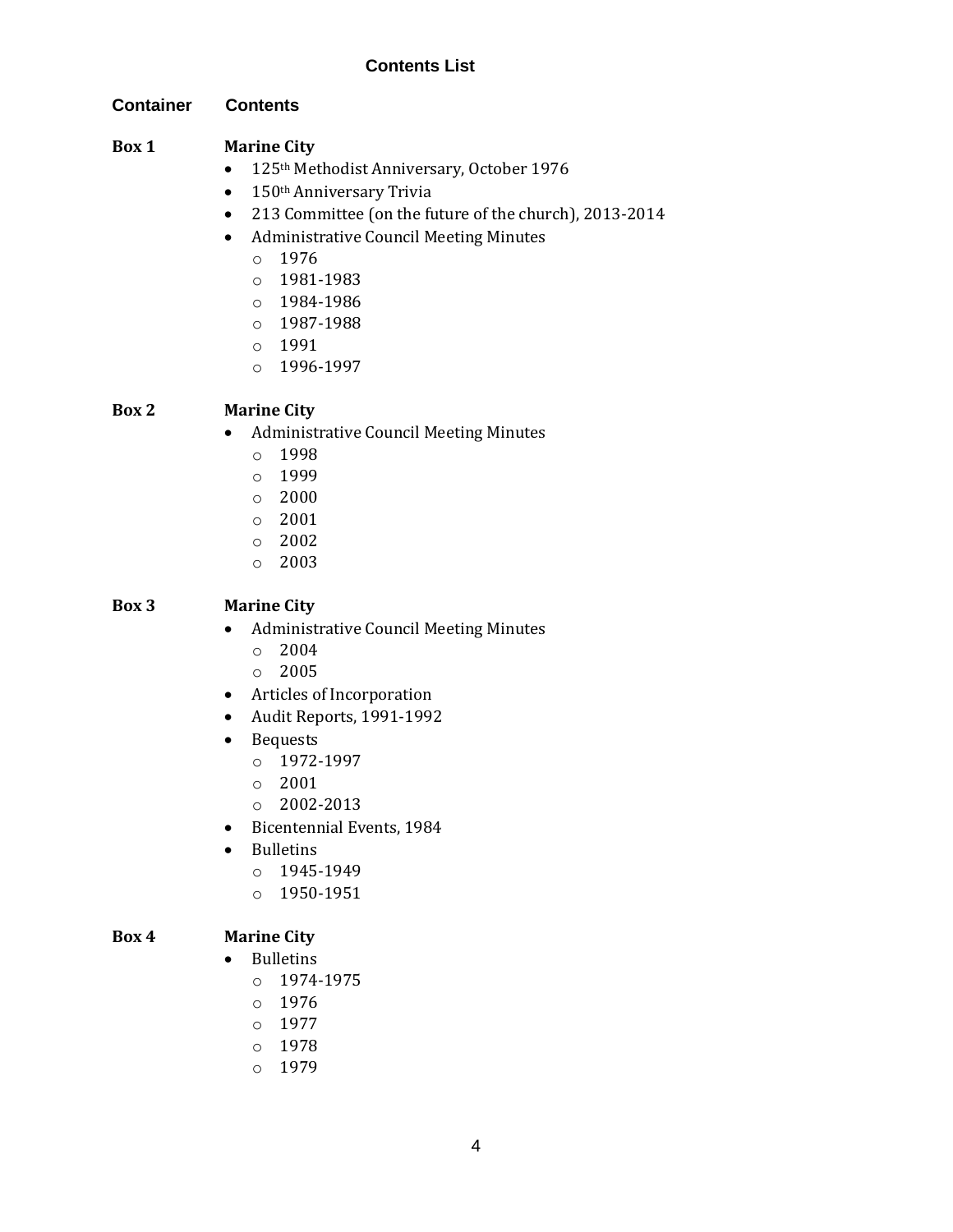## Contents List

**Container** | **Contents**

**Box 1** — **Marine City**

- 125th Methodist Anniversary, October 1976
- 150th Anniversary Trivia
- 213 Committee (on the future of the church), 2013-2014
- Administrative Council Meeting Minutes
  - 1976
  - 1981-1983
  - 1984-1986
  - 1987-1988
  - 1991
  - 1996-1997

**Box 2** — **Marine City**

- Administrative Council Meeting Minutes
  - 1998
  - 1999
  - 2000
  - 2001
  - 2002
  - 2003

**Box 3** — **Marine City**

- Administrative Council Meeting Minutes
  - 2004
  - 2005
- Articles of Incorporation
- Audit Reports, 1991-1992
- Bequests
  - 1972-1997
  - 2001
  - 2002-2013
- Bicentennial Events, 1984
- Bulletins
  - 1945-1949
  - 1950-1951

**Box 4** — **Marine City**

- Bulletins
  - 1974-1975
  - 1976
  - 1977
  - 1978
  - 1979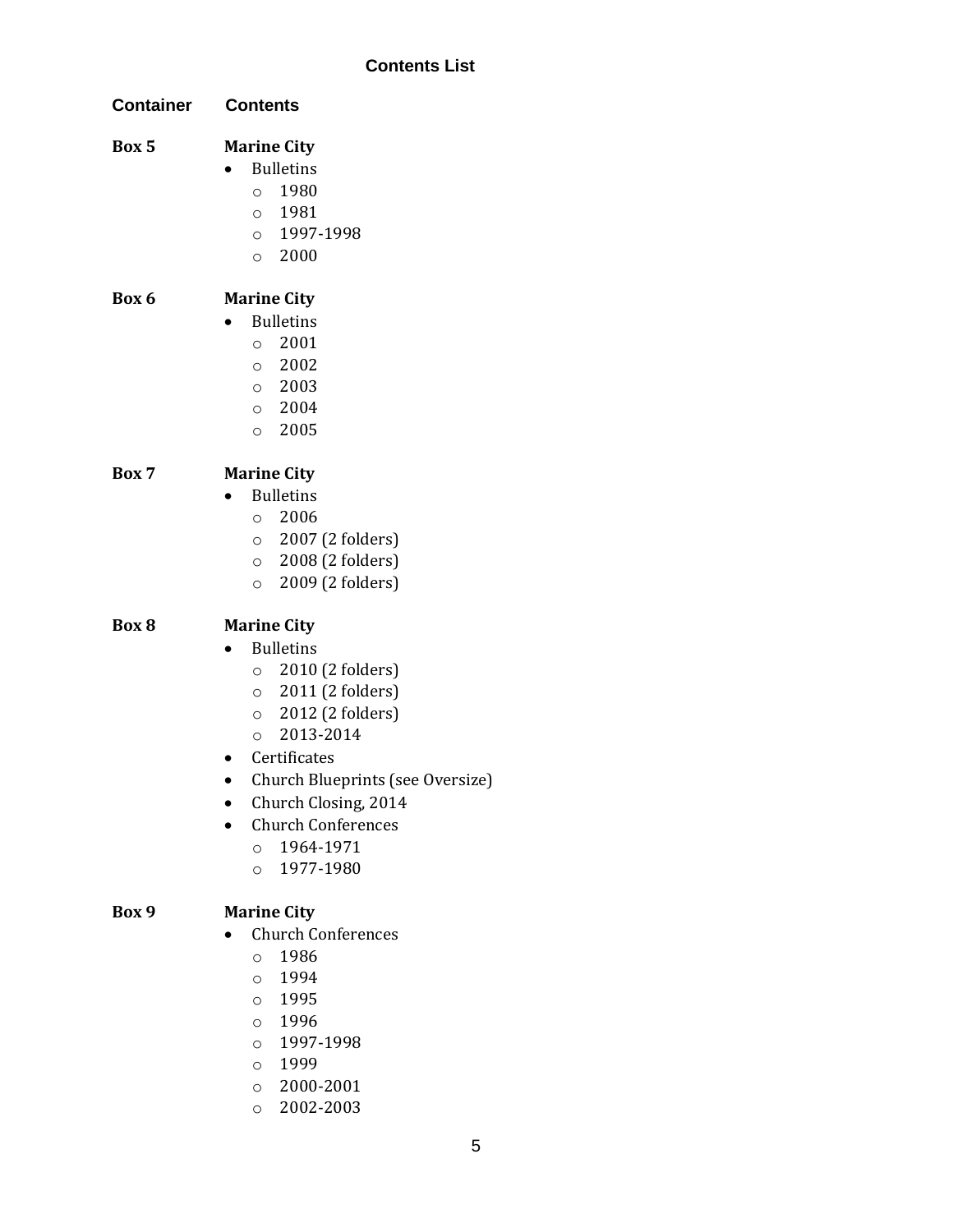## Contents List

| Container | Contents |
| --- | --- |

**Box 5**

**Marine City**

- Bulletins
  - 1980
  - 1981
  - 1997-1998
  - 2000

**Box 6**

**Marine City**

- Bulletins
  - 2001
  - 2002
  - 2003
  - 2004
  - 2005

**Box 7**

**Marine City**

- Bulletins
  - 2006
  - 2007 (2 folders)
  - 2008 (2 folders)
  - 2009 (2 folders)

**Box 8**

**Marine City**

- Bulletins
  - 2010 (2 folders)
  - 2011 (2 folders)
  - 2012 (2 folders)
  - 2013-2014
- Certificates
- Church Blueprints (see Oversize)
- Church Closing, 2014
- Church Conferences
  - 1964-1971
  - 1977-1980

**Box 9**

**Marine City**

- Church Conferences
  - 1986
  - 1994
  - 1995
  - 1996
  - 1997-1998
  - 1999
  - 2000-2001
  - 2002-2003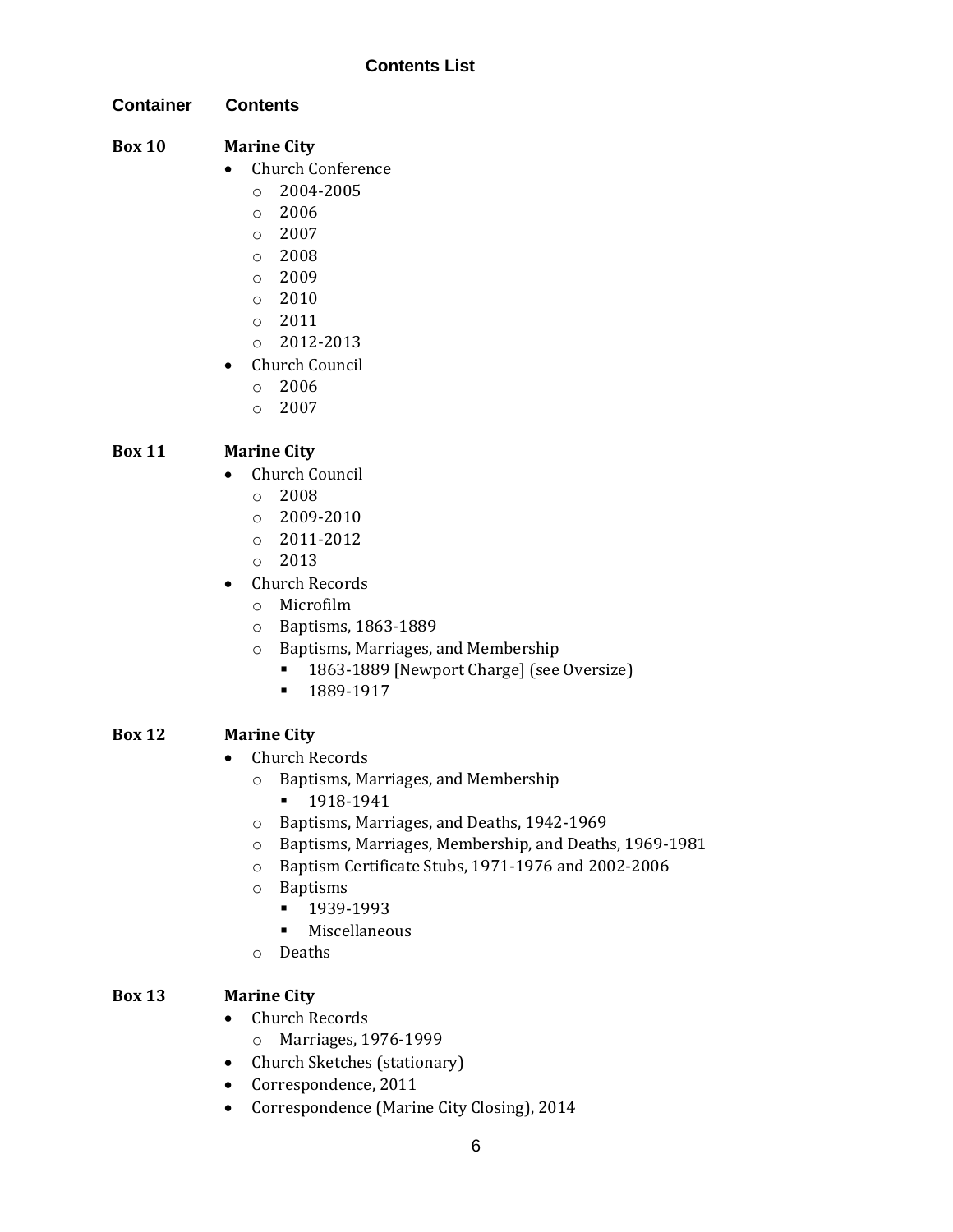### Contents List

| Container | Contents |
|---|---|
| **Box 10** | **Marine City** |

**Box 10** — **Marine City**

- Church Conference
  - 2004-2005
  - 2006
  - 2007
  - 2008
  - 2009
  - 2010
  - 2011
  - 2012-2013
- Church Council
  - 2006
  - 2007

**Box 11** — **Marine City**

- Church Council
  - 2008
  - 2009-2010
  - 2011-2012
  - 2013
- Church Records
  - Microfilm
  - Baptisms, 1863-1889
  - Baptisms, Marriages, and Membership
    - 1863-1889 [Newport Charge] (see Oversize)
    - 1889-1917

**Box 12** — **Marine City**

- Church Records
  - Baptisms, Marriages, and Membership
    - 1918-1941
  - Baptisms, Marriages, and Deaths, 1942-1969
  - Baptisms, Marriages, Membership, and Deaths, 1969-1981
  - Baptism Certificate Stubs, 1971-1976 and 2002-2006
  - Baptisms
    - 1939-1993
    - Miscellaneous
  - Deaths

**Box 13** — **Marine City**

- Church Records
  - Marriages, 1976-1999
- Church Sketches (stationary)
- Correspondence, 2011
- Correspondence (Marine City Closing), 2014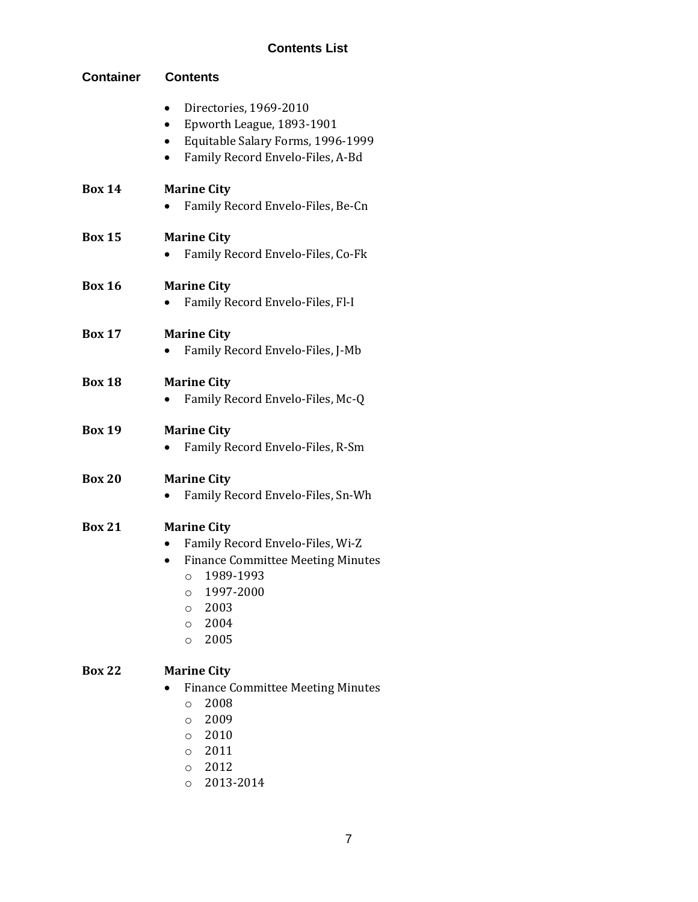**Contents List**

| Container | Contents |
|---|---|
| | • Directories, 1969-2010<br>• Epworth League, 1893-1901<br>• Equitable Salary Forms, 1996-1999<br>• Family Record Envelo-Files, A-Bd |
| **Box 14** | **Marine City**<br>• Family Record Envelo-Files, Be-Cn |
| **Box 15** | **Marine City**<br>• Family Record Envelo-Files, Co-Fk |
| **Box 16** | **Marine City**<br>• Family Record Envelo-Files, Fl-I |
| **Box 17** | **Marine City**<br>• Family Record Envelo-Files, J-Mb |
| **Box 18** | **Marine City**<br>• Family Record Envelo-Files, Mc-Q |
| **Box 19** | **Marine City**<br>• Family Record Envelo-Files, R-Sm |
| **Box 20** | **Marine City**<br>• Family Record Envelo-Files, Sn-Wh |
| **Box 21** | **Marine City**<br>• Family Record Envelo-Files, Wi-Z<br>• Finance Committee Meeting Minutes<br>  ○ 1989-1993<br>  ○ 1997-2000<br>  ○ 2003<br>  ○ 2004<br>  ○ 2005 |
| **Box 22** | **Marine City**<br>• Finance Committee Meeting Minutes<br>  ○ 2008<br>  ○ 2009<br>  ○ 2010<br>  ○ 2011<br>  ○ 2012<br>  ○ 2013-2014 |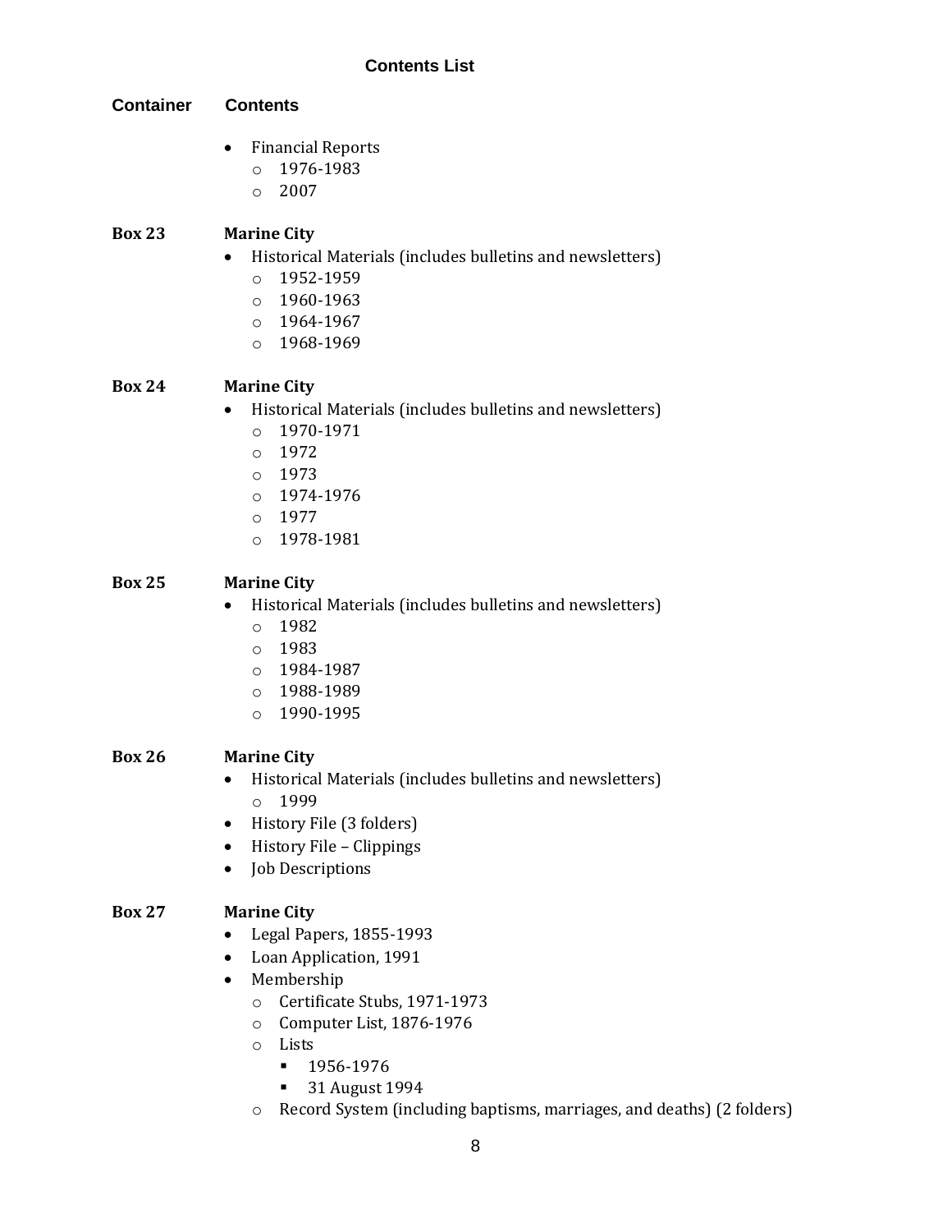### Contents List

**Container** | **Contents**

- Financial Reports
  - 1976-1983
  - 2007

**Box 23** — **Marine City**

- Historical Materials (includes bulletins and newsletters)
  - 1952-1959
  - 1960-1963
  - 1964-1967
  - 1968-1969

**Box 24** — **Marine City**

- Historical Materials (includes bulletins and newsletters)
  - 1970-1971
  - 1972
  - 1973
  - 1974-1976
  - 1977
  - 1978-1981

**Box 25** — **Marine City**

- Historical Materials (includes bulletins and newsletters)
  - 1982
  - 1983
  - 1984-1987
  - 1988-1989
  - 1990-1995

**Box 26** — **Marine City**

- Historical Materials (includes bulletins and newsletters)
  - 1999
- History File (3 folders)
- History File – Clippings
- Job Descriptions

**Box 27** — **Marine City**

- Legal Papers, 1855-1993
- Loan Application, 1991
- Membership
  - Certificate Stubs, 1971-1973
  - Computer List, 1876-1976
  - Lists
    - 1956-1976
    - 31 August 1994
  - Record System (including baptisms, marriages, and deaths) (2 folders)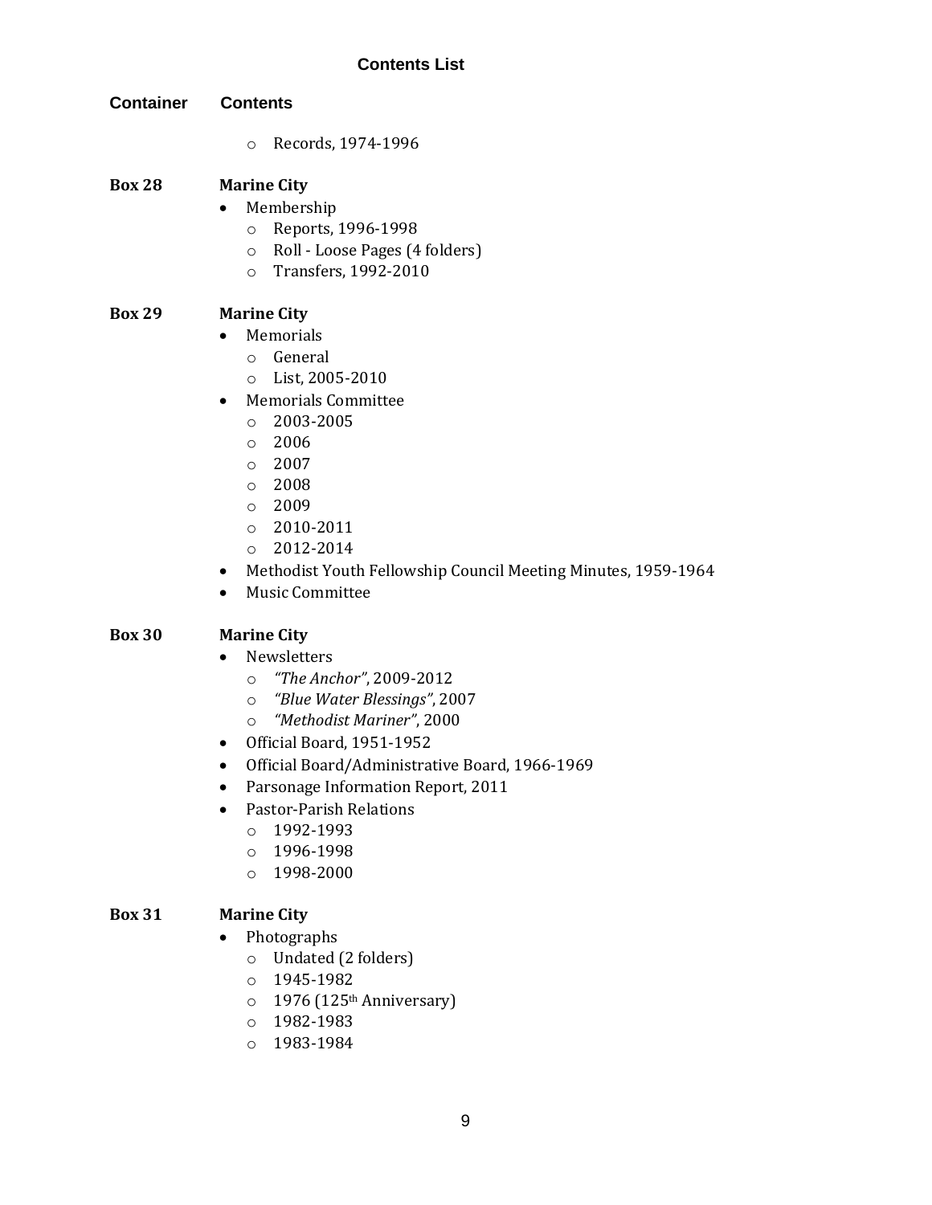**Contents List**

| Container | Contents |
|---|---|
| | ○ Records, 1974-1996 |
| **Box 28** | **Marine City**<br>• Membership<br>○ Reports, 1996-1998<br>○ Roll - Loose Pages (4 folders)<br>○ Transfers, 1992-2010 |
| **Box 29** | **Marine City**<br>• Memorials<br>○ General<br>○ List, 2005-2010<br>• Memorials Committee<br>○ 2003-2005<br>○ 2006<br>○ 2007<br>○ 2008<br>○ 2009<br>○ 2010-2011<br>○ 2012-2014<br>• Methodist Youth Fellowship Council Meeting Minutes, 1959-1964<br>• Music Committee |
| **Box 30** | **Marine City**<br>• Newsletters<br>○ *"The Anchor"*, 2009-2012<br>○ *"Blue Water Blessings"*, 2007<br>○ *"Methodist Mariner"*, 2000<br>• Official Board, 1951-1952<br>• Official Board/Administrative Board, 1966-1969<br>• Parsonage Information Report, 2011<br>• Pastor-Parish Relations<br>○ 1992-1993<br>○ 1996-1998<br>○ 1998-2000 |
| **Box 31** | **Marine City**<br>• Photographs<br>○ Undated (2 folders)<br>○ 1945-1982<br>○ 1976 (125th Anniversary)<br>○ 1982-1983<br>○ 1983-1984 |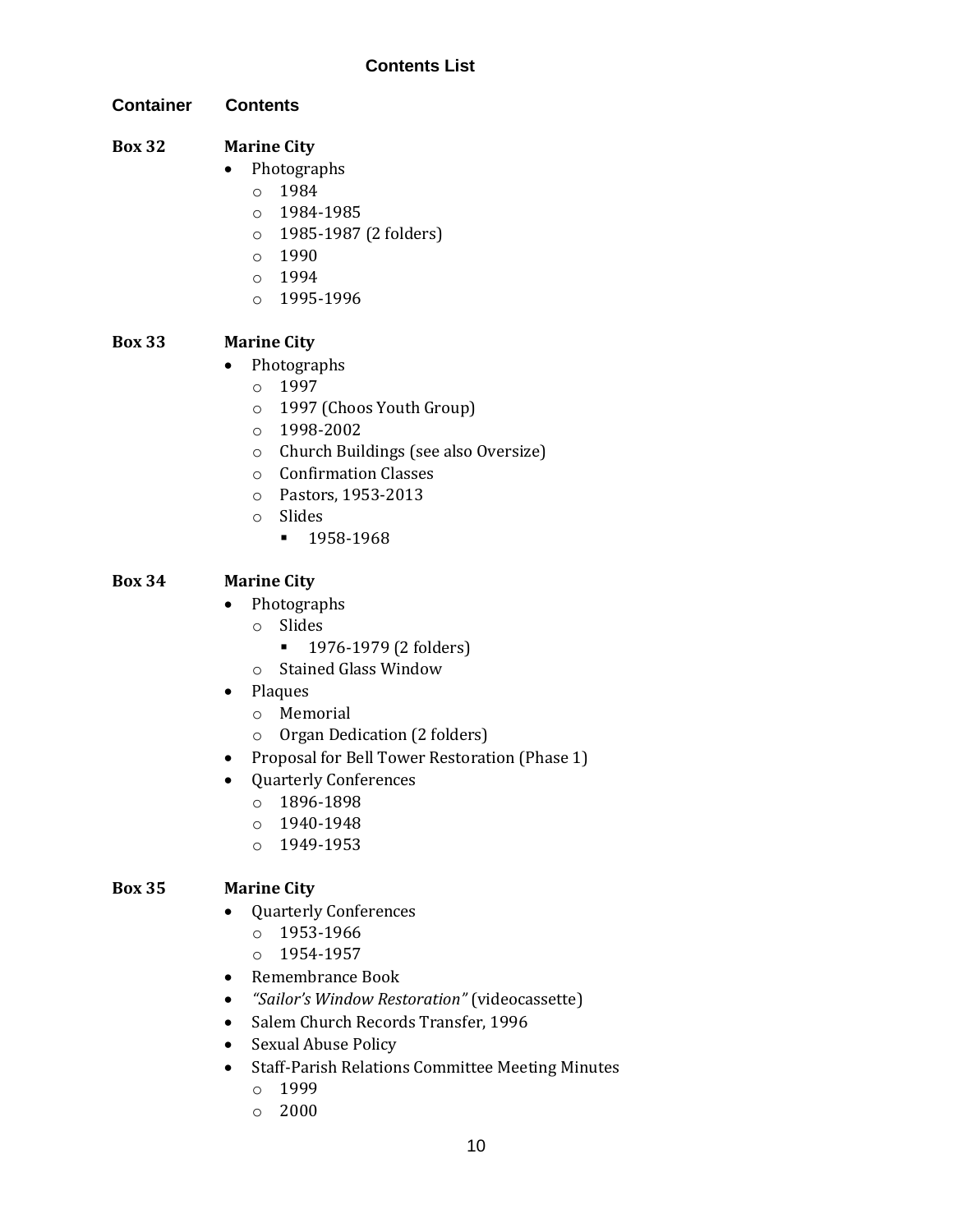## Contents List

| Container | Contents |
|---|---|

**Box 32** **Marine City**

- Photographs
  - 1984
  - 1984-1985
  - 1985-1987 (2 folders)
  - 1990
  - 1994
  - 1995-1996

**Box 33** **Marine City**

- Photographs
  - 1997
  - 1997 (Choos Youth Group)
  - 1998-2002
  - Church Buildings (see also Oversize)
  - Confirmation Classes
  - Pastors, 1953-2013
  - Slides
    - 1958-1968

**Box 34** **Marine City**

- Photographs
  - Slides
    - 1976-1979 (2 folders)
  - Stained Glass Window
- Plaques
  - Memorial
  - Organ Dedication (2 folders)
- Proposal for Bell Tower Restoration (Phase 1)
- Quarterly Conferences
  - 1896-1898
  - 1940-1948
  - 1949-1953

**Box 35** **Marine City**

- Quarterly Conferences
  - 1953-1966
  - 1954-1957
- Remembrance Book
- *"Sailor's Window Restoration"* (videocassette)
- Salem Church Records Transfer, 1996
- Sexual Abuse Policy
- Staff-Parish Relations Committee Meeting Minutes
  - 1999
  - 2000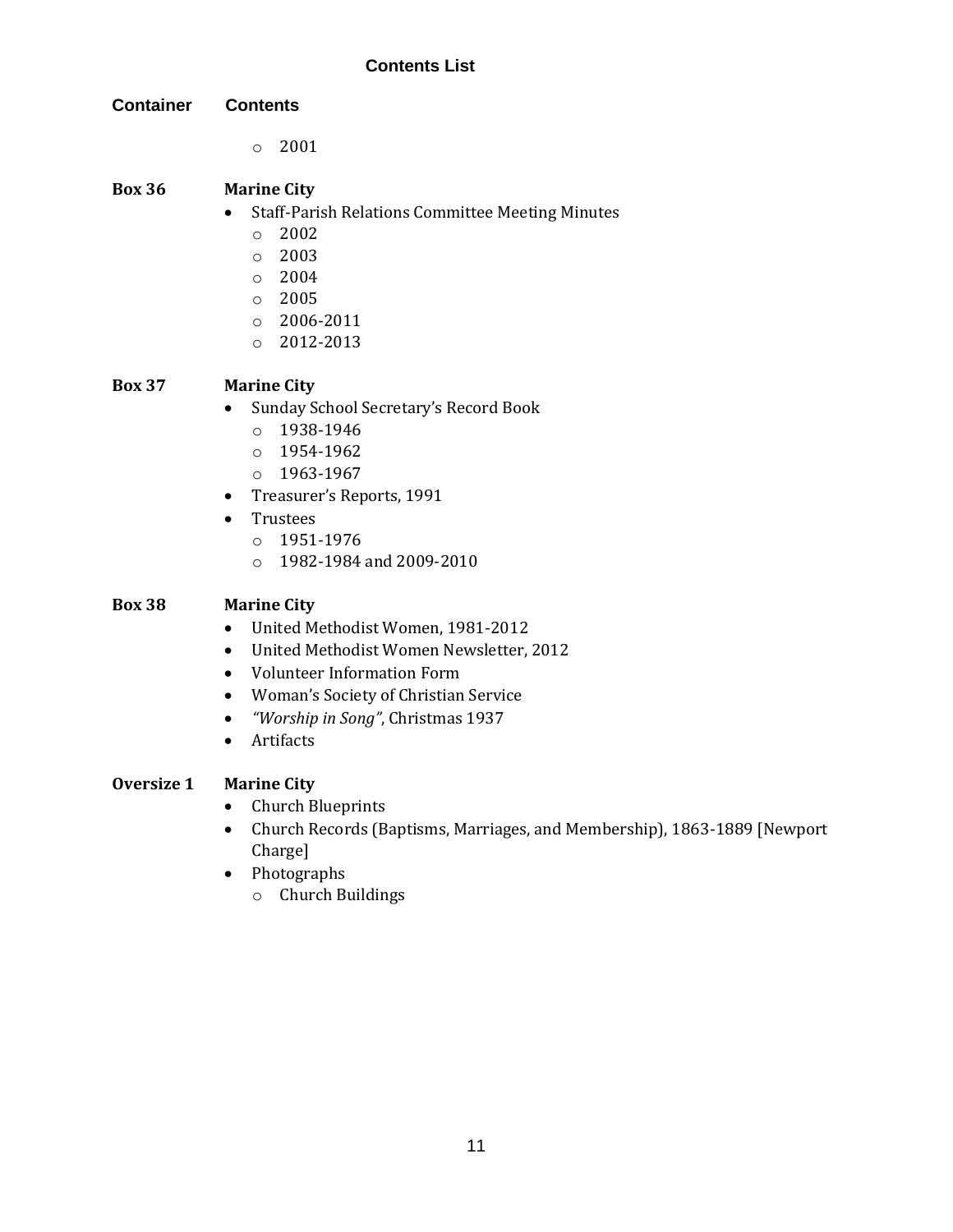## Contents List

| Container | Contents |
|---|---|
| | ○ 2001 |
| **Box 36** | **Marine City**<br>• Staff-Parish Relations Committee Meeting Minutes<br>○ 2002<br>○ 2003<br>○ 2004<br>○ 2005<br>○ 2006-2011<br>○ 2012-2013 |
| **Box 37** | **Marine City**<br>• Sunday School Secretary's Record Book<br>○ 1938-1946<br>○ 1954-1962<br>○ 1963-1967<br>• Treasurer's Reports, 1991<br>• Trustees<br>○ 1951-1976<br>○ 1982-1984 and 2009-2010 |
| **Box 38** | **Marine City**<br>• United Methodist Women, 1981-2012<br>• United Methodist Women Newsletter, 2012<br>• Volunteer Information Form<br>• Woman's Society of Christian Service<br>• *"Worship in Song"*, Christmas 1937<br>• Artifacts |
| **Oversize 1** | **Marine City**<br>• Church Blueprints<br>• Church Records (Baptisms, Marriages, and Membership), 1863-1889 [Newport Charge]<br>• Photographs<br>○ Church Buildings |